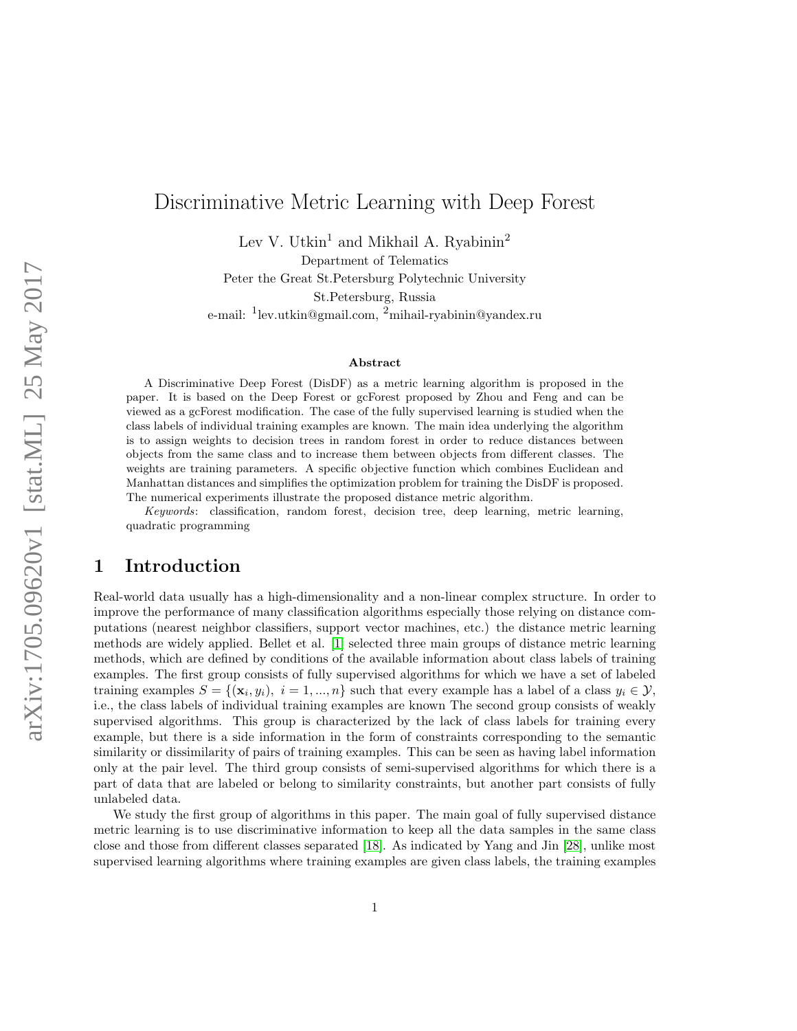# Discriminative Metric Learning with Deep Forest

Lev V. Utkin[1] and Mikhail A. Ryabinin[2]

Department of Telematics

Peter the Great St.Petersburg Polytechnic University

St.Petersburg, Russia

e-mail: [1]lev.utkin@gmail.com, [2]mihail-ryabinin@yandex.ru

### Abstract

A Discriminative Deep Forest (DisDF) as a metric learning algorithm is proposed in the paper. It is based on the Deep Forest or gcForest proposed by Zhou and Feng and can be viewed as a gcForest modification. The case of the fully supervised learning is studied when the class labels of individual training examples are known. The main idea underlying the algorithm is to assign weights to decision trees in random forest in order to reduce distances between objects from the same class and to increase them between objects from different classes. The weights are training parameters. A specific objective function which combines Euclidean and Manhattan distances and simplifies the optimization problem for training the DisDF is proposed. The numerical experiments illustrate the proposed distance metric algorithm.

*Keywords*: classification, random forest, decision tree, deep learning, metric learning, quadratic programming

## 1 Introduction

Real-world data usually has a high-dimensionality and a non-linear complex structure. In order to improve the performance of many classification algorithms especially those relying on distance computations (nearest neighbor classifiers, support vector machines, etc.) the distance metric learning methods are widely applied. Bellet et al. [1] selected three main groups of distance metric learning methods, which are defined by conditions of the available information about class labels of training examples. The first group consists of fully supervised algorithms for which we have a set of labeled training examples $S = \{(\mathbf{x}_i, y_i),\ i = 1, ..., n\}$ such that every example has a label of a class $y_i \in \mathcal{Y}$, i.e., the class labels of individual training examples are known The second group consists of weakly supervised algorithms. This group is characterized by the lack of class labels for training every example, but there is a side information in the form of constraints corresponding to the semantic similarity or dissimilarity of pairs of training examples. This can be seen as having label information only at the pair level. The third group consists of semi-supervised algorithms for which there is a part of data that are labeled or belong to similarity constraints, but another part consists of fully unlabeled data.

We study the first group of algorithms in this paper. The main goal of fully supervised distance metric learning is to use discriminative information to keep all the data samples in the same class close and those from different classes separated [18]. As indicated by Yang and Jin [28], unlike most supervised learning algorithms where training examples are given class labels, the training examples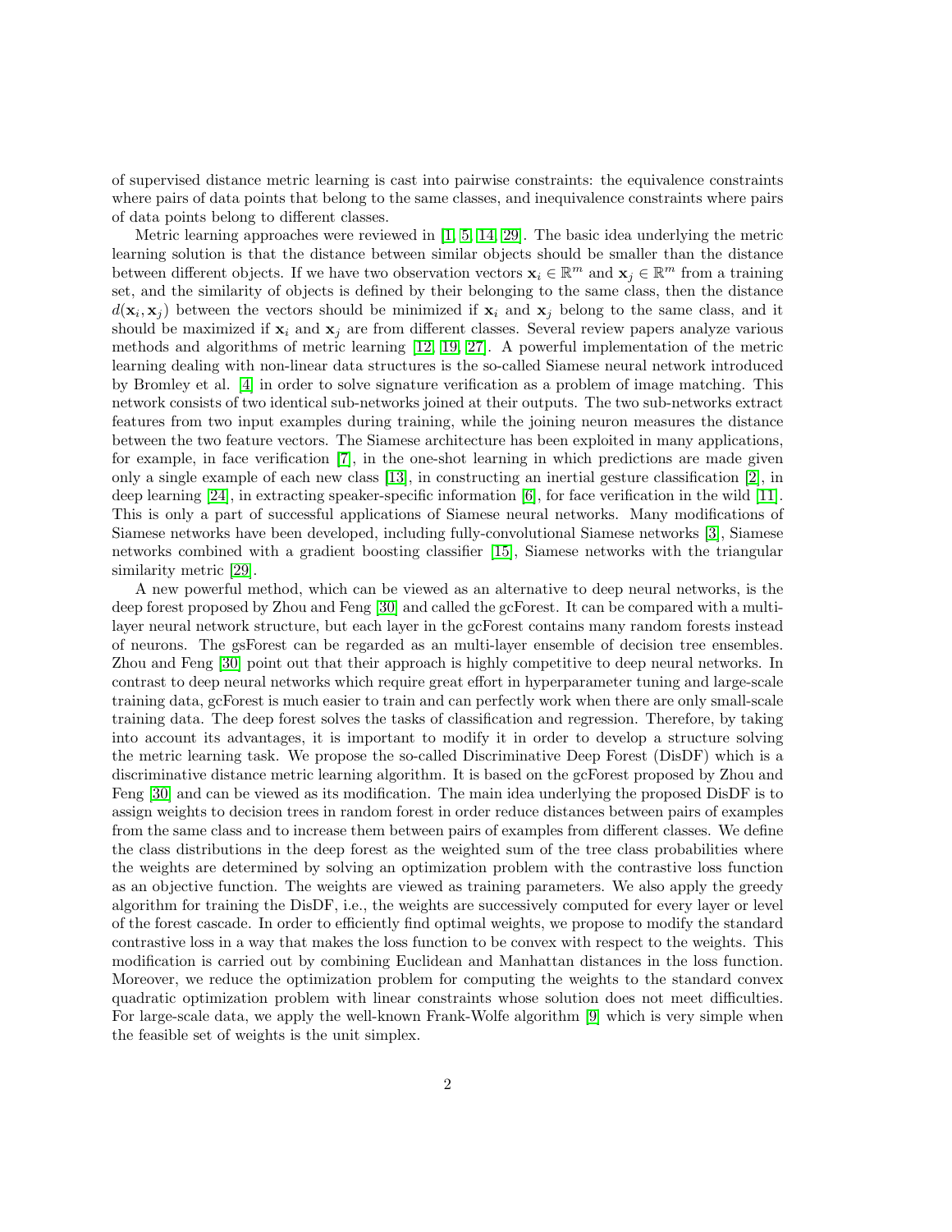of supervised distance metric learning is cast into pairwise constraints: the equivalence constraints where pairs of data points that belong to the same classes, and inequivalence constraints where pairs of data points belong to different classes.

Metric learning approaches were reviewed in [1, 5, 14, 29]. The basic idea underlying the metric learning solution is that the distance between similar objects should be smaller than the distance between different objects. If we have two observation vectors $\mathbf{x}_i \in \mathbb{R}^m$ and $\mathbf{x}_j \in \mathbb{R}^m$ from a training set, and the similarity of objects is defined by their belonging to the same class, then the distance $d(\mathbf{x}_i, \mathbf{x}_j)$ between the vectors should be minimized if $\mathbf{x}_i$ and $\mathbf{x}_j$ belong to the same class, and it should be maximized if $\mathbf{x}_i$ and $\mathbf{x}_j$ are from different classes. Several review papers analyze various methods and algorithms of metric learning [12, 19, 27]. A powerful implementation of the metric learning dealing with non-linear data structures is the so-called Siamese neural network introduced by Bromley et al. [4] in order to solve signature verification as a problem of image matching. This network consists of two identical sub-networks joined at their outputs. The two sub-networks extract features from two input examples during training, while the joining neuron measures the distance between the two feature vectors. The Siamese architecture has been exploited in many applications, for example, in face verification [7], in the one-shot learning in which predictions are made given only a single example of each new class [13], in constructing an inertial gesture classification [2], in deep learning [24], in extracting speaker-specific information [6], for face verification in the wild [11]. This is only a part of successful applications of Siamese neural networks. Many modifications of Siamese networks have been developed, including fully-convolutional Siamese networks [3], Siamese networks combined with a gradient boosting classifier [15], Siamese networks with the triangular similarity metric [29].

A new powerful method, which can be viewed as an alternative to deep neural networks, is the deep forest proposed by Zhou and Feng [30] and called the gcForest. It can be compared with a multi-layer neural network structure, but each layer in the gcForest contains many random forests instead of neurons. The gsForest can be regarded as an multi-layer ensemble of decision tree ensembles. Zhou and Feng [30] point out that their approach is highly competitive to deep neural networks. In contrast to deep neural networks which require great effort in hyperparameter tuning and large-scale training data, gcForest is much easier to train and can perfectly work when there are only small-scale training data. The deep forest solves the tasks of classification and regression. Therefore, by taking into account its advantages, it is important to modify it in order to develop a structure solving the metric learning task. We propose the so-called Discriminative Deep Forest (DisDF) which is a discriminative distance metric learning algorithm. It is based on the gcForest proposed by Zhou and Feng [30] and can be viewed as its modification. The main idea underlying the proposed DisDF is to assign weights to decision trees in random forest in order reduce distances between pairs of examples from the same class and to increase them between pairs of examples from different classes. We define the class distributions in the deep forest as the weighted sum of the tree class probabilities where the weights are determined by solving an optimization problem with the contrastive loss function as an objective function. The weights are viewed as training parameters. We also apply the greedy algorithm for training the DisDF, i.e., the weights are successively computed for every layer or level of the forest cascade. In order to efficiently find optimal weights, we propose to modify the standard contrastive loss in a way that makes the loss function to be convex with respect to the weights. This modification is carried out by combining Euclidean and Manhattan distances in the loss function. Moreover, we reduce the optimization problem for computing the weights to the standard convex quadratic optimization problem with linear constraints whose solution does not meet difficulties. For large-scale data, we apply the well-known Frank-Wolfe algorithm [9] which is very simple when the feasible set of weights is the unit simplex.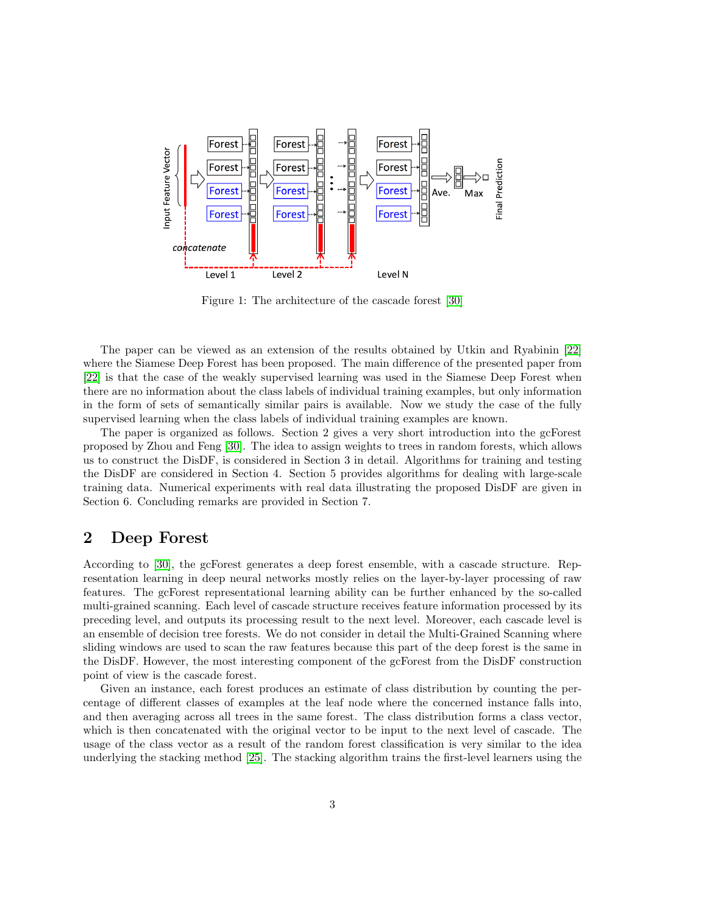Figure 1: The architecture of the cascade forest [30]

The paper can be viewed as an extension of the results obtained by Utkin and Ryabinin [22] where the Siamese Deep Forest has been proposed. The main difference of the presented paper from [22] is that the case of the weakly supervised learning was used in the Siamese Deep Forest when there are no information about the class labels of individual training examples, but only information in the form of sets of semantically similar pairs is available. Now we study the case of the fully supervised learning when the class labels of individual training examples are known.

The paper is organized as follows. Section 2 gives a very short introduction into the gcForest proposed by Zhou and Feng [30]. The idea to assign weights to trees in random forests, which allows us to construct the DisDF, is considered in Section 3 in detail. Algorithms for training and testing the DisDF are considered in Section 4. Section 5 provides algorithms for dealing with large-scale training data. Numerical experiments with real data illustrating the proposed DisDF are given in Section 6. Concluding remarks are provided in Section 7.

## 2 Deep Forest

According to [30], the gcForest generates a deep forest ensemble, with a cascade structure. Representation learning in deep neural networks mostly relies on the layer-by-layer processing of raw features. The gcForest representational learning ability can be further enhanced by the so-called multi-grained scanning. Each level of cascade structure receives feature information processed by its preceding level, and outputs its processing result to the next level. Moreover, each cascade level is an ensemble of decision tree forests. We do not consider in detail the Multi-Grained Scanning where sliding windows are used to scan the raw features because this part of the deep forest is the same in the DisDF. However, the most interesting component of the gcForest from the DisDF construction point of view is the cascade forest.

Given an instance, each forest produces an estimate of class distribution by counting the percentage of different classes of examples at the leaf node where the concerned instance falls into, and then averaging across all trees in the same forest. The class distribution forms a class vector, which is then concatenated with the original vector to be input to the next level of cascade. The usage of the class vector as a result of the random forest classification is very similar to the idea underlying the stacking method [25]. The stacking algorithm trains the first-level learners using the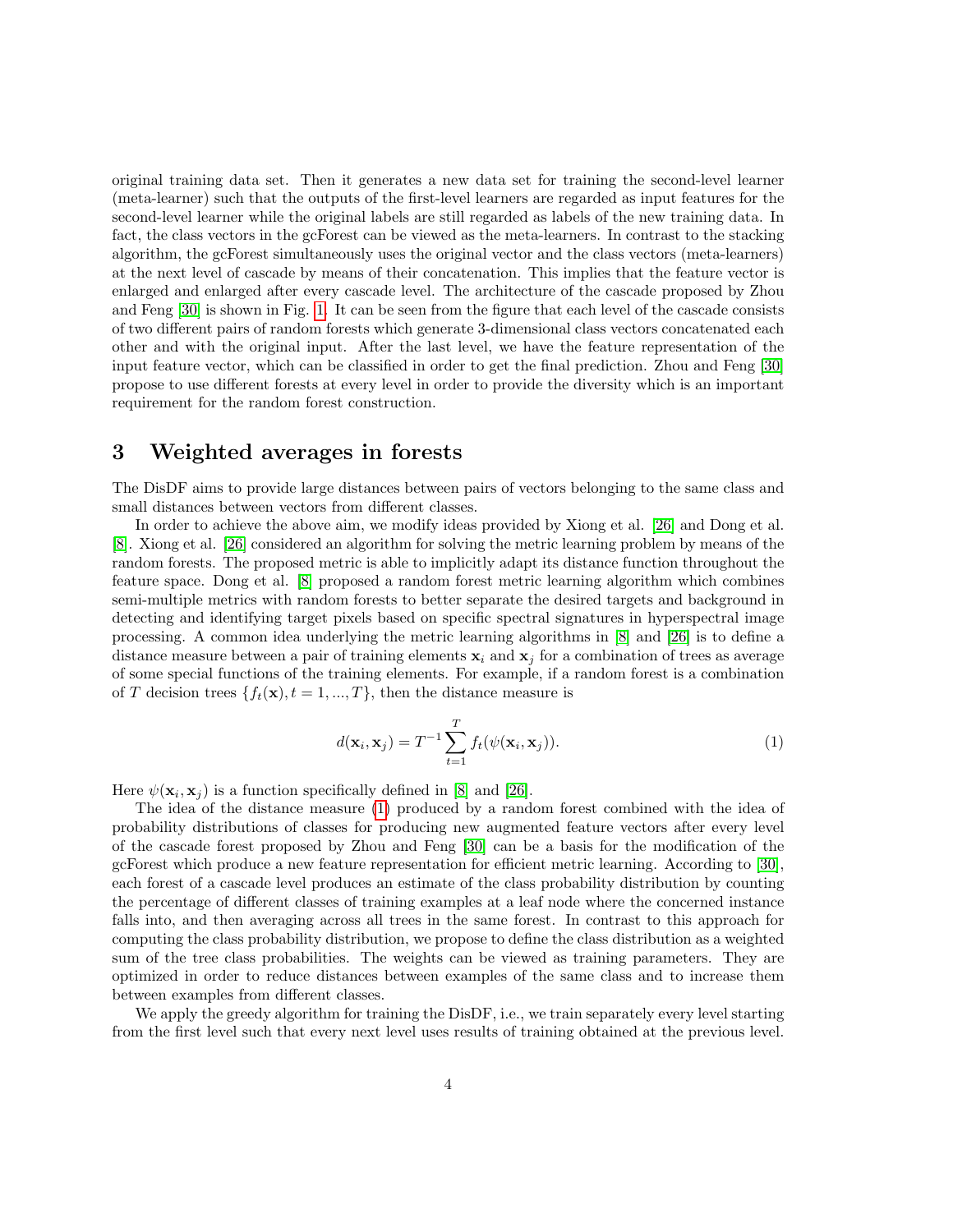original training data set. Then it generates a new data set for training the second-level learner (meta-learner) such that the outputs of the first-level learners are regarded as input features for the second-level learner while the original labels are still regarded as labels of the new training data. In fact, the class vectors in the gcForest can be viewed as the meta-learners. In contrast to the stacking algorithm, the gcForest simultaneously uses the original vector and the class vectors (meta-learners) at the next level of cascade by means of their concatenation. This implies that the feature vector is enlarged and enlarged after every cascade level. The architecture of the cascade proposed by Zhou and Feng [30] is shown in Fig. 1. It can be seen from the figure that each level of the cascade consists of two different pairs of random forests which generate 3-dimensional class vectors concatenated each other and with the original input. After the last level, we have the feature representation of the input feature vector, which can be classified in order to get the final prediction. Zhou and Feng [30] propose to use different forests at every level in order to provide the diversity which is an important requirement for the random forest construction.

## 3 Weighted averages in forests

The DisDF aims to provide large distances between pairs of vectors belonging to the same class and small distances between vectors from different classes.

In order to achieve the above aim, we modify ideas provided by Xiong et al. [26] and Dong et al. [8]. Xiong et al. [26] considered an algorithm for solving the metric learning problem by means of the random forests. The proposed metric is able to implicitly adapt its distance function throughout the feature space. Dong et al. [8] proposed a random forest metric learning algorithm which combines semi-multiple metrics with random forests to better separate the desired targets and background in detecting and identifying target pixels based on specific spectral signatures in hyperspectral image processing. A common idea underlying the metric learning algorithms in [8] and [26] is to define a distance measure between a pair of training elements $\mathbf{x}_i$ and $\mathbf{x}_j$ for a combination of trees as average of some special functions of the training elements. For example, if a random forest is a combination of $T$ decision trees $\{f_t(\mathbf{x}), t = 1, ..., T\}$, then the distance measure is

$$d(\mathbf{x}_i, \mathbf{x}_j) = T^{-1} \sum_{t=1}^{T} f_t(\psi(\mathbf{x}_i, \mathbf{x}_j)). \tag{1}$$

Here $\psi(\mathbf{x}_i, \mathbf{x}_j)$ is a function specifically defined in [8] and [26].

The idea of the distance measure (1) produced by a random forest combined with the idea of probability distributions of classes for producing new augmented feature vectors after every level of the cascade forest proposed by Zhou and Feng [30] can be a basis for the modification of the gcForest which produce a new feature representation for efficient metric learning. According to [30], each forest of a cascade level produces an estimate of the class probability distribution by counting the percentage of different classes of training examples at a leaf node where the concerned instance falls into, and then averaging across all trees in the same forest. In contrast to this approach for computing the class probability distribution, we propose to define the class distribution as a weighted sum of the tree class probabilities. The weights can be viewed as training parameters. They are optimized in order to reduce distances between examples of the same class and to increase them between examples from different classes.

We apply the greedy algorithm for training the DisDF, i.e., we train separately every level starting from the first level such that every next level uses results of training obtained at the previous level.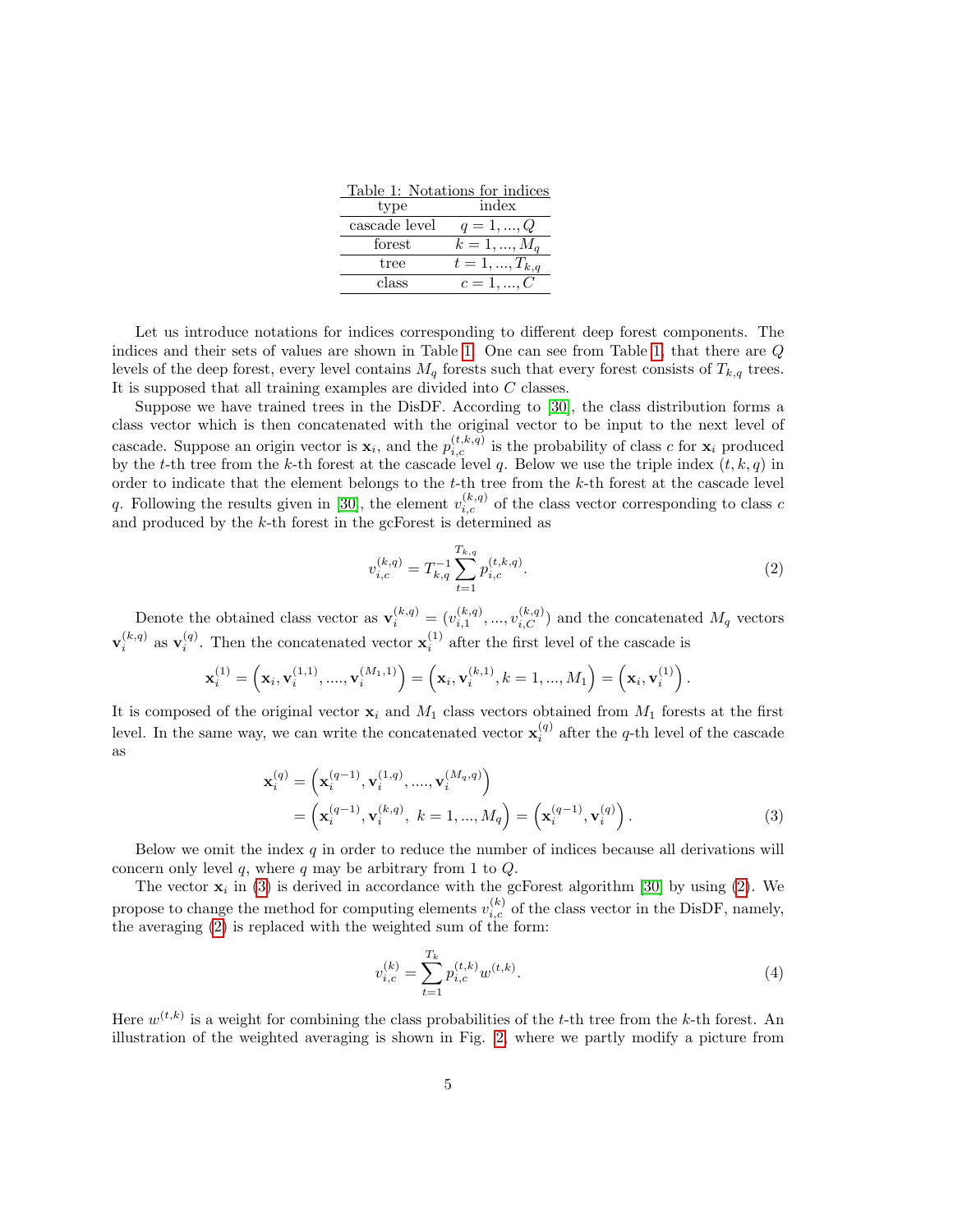Table 1: Notations for indices

| type | index |
|---|---|
| cascade level | $q = 1, ..., Q$ |
| forest | $k = 1, ..., M_q$ |
| tree | $t = 1, ..., T_{k,q}$ |
| class | $c = 1, ..., C$ |

Let us introduce notations for indices corresponding to different deep forest components. The indices and their sets of values are shown in Table 1. One can see from Table 1, that there are $Q$ levels of the deep forest, every level contains $M_q$ forests such that every forest consists of $T_{k,q}$ trees. It is supposed that all training examples are divided into $C$ classes.

Suppose we have trained trees in the DisDF. According to [30], the class distribution forms a class vector which is then concatenated with the original vector to be input to the next level of cascade. Suppose an origin vector is $\mathbf{x}_i$, and the $p_{i,c}^{(t,k,q)}$ is the probability of class $c$ for $\mathbf{x}_i$ produced by the $t$-th tree from the $k$-th forest at the cascade level $q$. Below we use the triple index $(t, k, q)$ in order to indicate that the element belongs to the $t$-th tree from the $k$-th forest at the cascade level $q$. Following the results given in [30], the element $v_{i,c}^{(k,q)}$ of the class vector corresponding to class $c$ and produced by the $k$-th forest in the gcForest is determined as

$$v_{i,c}^{(k,q)} = T_{k,q}^{-1} \sum_{t=1}^{T_{k,q}} p_{i,c}^{(t,k,q)}. \tag{2}$$

Denote the obtained class vector as $\mathbf{v}_i^{(k,q)} = (v_{i,1}^{(k,q)}, ..., v_{i,C}^{(k,q)})$ and the concatenated $M_q$ vectors $\mathbf{v}_i^{(k,q)}$ as $\mathbf{v}_i^{(q)}$. Then the concatenated vector $\mathbf{x}_i^{(1)}$ after the first level of the cascade is

$$\mathbf{x}_i^{(1)} = \left(\mathbf{x}_i, \mathbf{v}_i^{(1,1)}, ...., \mathbf{v}_i^{(M_1,1)}\right) = \left(\mathbf{x}_i, \mathbf{v}_i^{(k,1)}, k = 1, ..., M_1\right) = \left(\mathbf{x}_i, \mathbf{v}_i^{(1)}\right).$$

It is composed of the original vector $\mathbf{x}_i$ and $M_1$ class vectors obtained from $M_1$ forests at the first level. In the same way, we can write the concatenated vector $\mathbf{x}_i^{(q)}$ after the $q$-th level of the cascade as

$$\begin{aligned}
\mathbf{x}_i^{(q)} &= \left(\mathbf{x}_i^{(q-1)}, \mathbf{v}_i^{(1,q)}, ...., \mathbf{v}_i^{(M_q,q)}\right) \\
&= \left(\mathbf{x}_i^{(q-1)}, \mathbf{v}_i^{(k,q)},\ k = 1, ..., M_q\right) = \left(\mathbf{x}_i^{(q-1)}, \mathbf{v}_i^{(q)}\right).
\end{aligned} \tag{3}$$

Below we omit the index $q$ in order to reduce the number of indices because all derivations will concern only level $q$, where $q$ may be arbitrary from 1 to $Q$.

The vector $\mathbf{x}_i$ in (3) is derived in accordance with the gcForest algorithm [30] by using (2). We propose to change the method for computing elements $v_{i,c}^{(k)}$ of the class vector in the DisDF, namely, the averaging (2) is replaced with the weighted sum of the form:

$$v_{i,c}^{(k)} = \sum_{t=1}^{T_k} p_{i,c}^{(t,k)} w^{(t,k)}. \tag{4}$$

Here $w^{(t,k)}$ is a weight for combining the class probabilities of the $t$-th tree from the $k$-th forest. An illustration of the weighted averaging is shown in Fig. 2, where we partly modify a picture from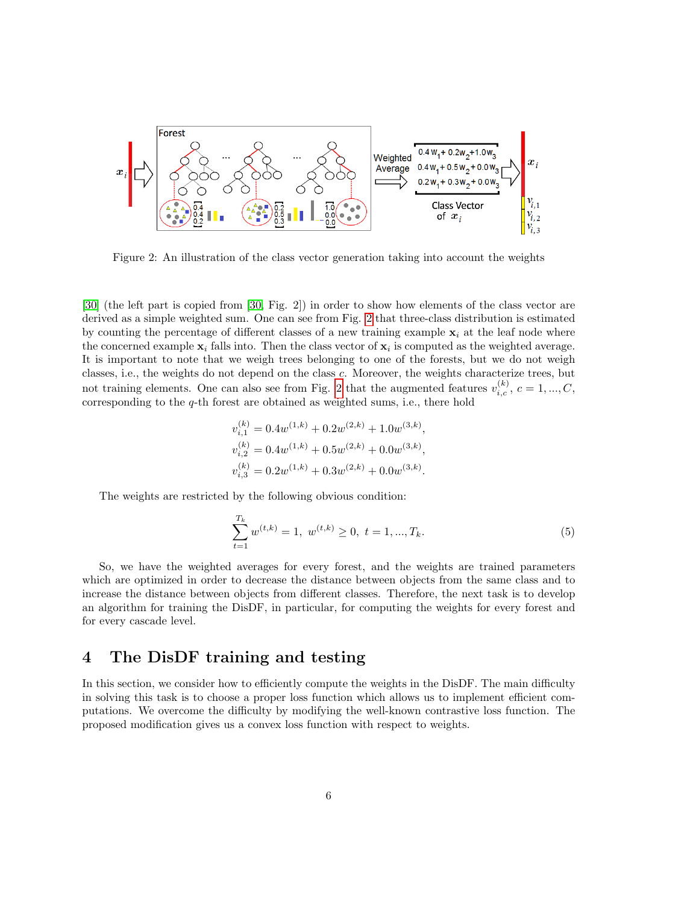Figure 2: An illustration of the class vector generation taking into account the weights

[30] (the left part is copied from [30, Fig. 2]) in order to show how elements of the class vector are derived as a simple weighted sum. One can see from Fig. 2 that three-class distribution is estimated by counting the percentage of different classes of a new training example $\mathbf{x}_i$ at the leaf node where the concerned example $\mathbf{x}_i$ falls into. Then the class vector of $\mathbf{x}_i$ is computed as the weighted average. It is important to note that we weigh trees belonging to one of the forests, but we do not weigh classes, i.e., the weights do not depend on the class $c$. Moreover, the weights characterize trees, but not training elements. One can also see from Fig. 2 that the augmented features $v_{i,c}^{(k)}$, $c = 1, ..., C$, corresponding to the $q$-th forest are obtained as weighted sums, i.e., there hold

$$
\begin{aligned}
v_{i,1}^{(k)} &= 0.4w^{(1,k)} + 0.2w^{(2,k)} + 1.0w^{(3,k)}, \\
v_{i,2}^{(k)} &= 0.4w^{(1,k)} + 0.5w^{(2,k)} + 0.0w^{(3,k)}, \\
v_{i,3}^{(k)} &= 0.2w^{(1,k)} + 0.3w^{(2,k)} + 0.0w^{(3,k)}.
\end{aligned}
$$

The weights are restricted by the following obvious condition:

$$
\sum_{t=1}^{T_k} w^{(t,k)} = 1, \ \ w^{(t,k)} \geq 0, \ \ t = 1, ..., T_k. \tag{5}
$$

So, we have the weighted averages for every forest, and the weights are trained parameters which are optimized in order to decrease the distance between objects from the same class and to increase the distance between objects from different classes. Therefore, the next task is to develop an algorithm for training the DisDF, in particular, for computing the weights for every forest and for every cascade level.

# 4 The DisDF training and testing

In this section, we consider how to efficiently compute the weights in the DisDF. The main difficulty in solving this task is to choose a proper loss function which allows us to implement efficient computations. We overcome the difficulty by modifying the well-known contrastive loss function. The proposed modification gives us a convex loss function with respect to weights.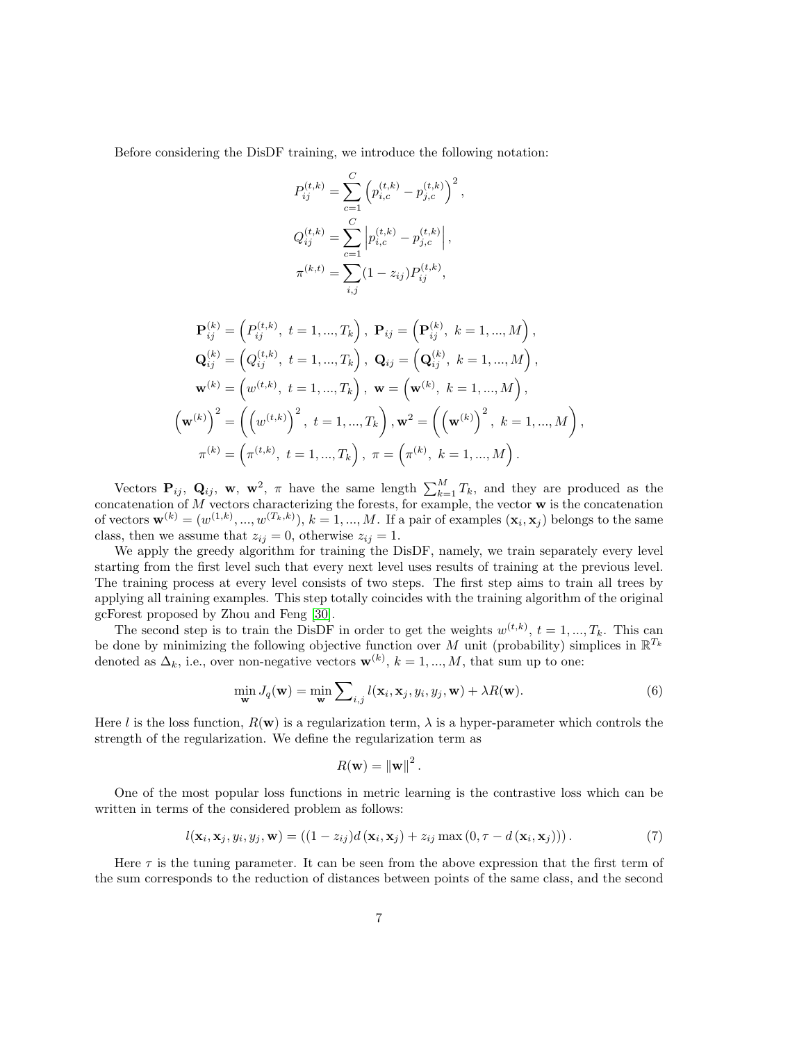Before considering the DisDF training, we introduce the following notation:

$$P_{ij}^{(t,k)} = \sum_{c=1}^{C} \left( p_{i,c}^{(t,k)} - p_{j,c}^{(t,k)} \right)^2,$$

$$Q_{ij}^{(t,k)} = \sum_{c=1}^{C} \left| p_{i,c}^{(t,k)} - p_{j,c}^{(t,k)} \right|,$$

$$\pi^{(k,t)} = \sum_{i,j} (1 - z_{ij}) P_{ij}^{(t,k)},$$

$$\mathbf{P}_{ij}^{(k)} = \left( P_{ij}^{(t,k)},\ t = 1, ..., T_k \right),\ \mathbf{P}_{ij} = \left( \mathbf{P}_{ij}^{(k)},\ k = 1, ..., M \right),$$

$$\mathbf{Q}_{ij}^{(k)} = \left( Q_{ij}^{(t,k)},\ t = 1, ..., T_k \right),\ \mathbf{Q}_{ij} = \left( \mathbf{Q}_{ij}^{(k)},\ k = 1, ..., M \right),$$

$$\mathbf{w}^{(k)} = \left( w^{(t,k)},\ t = 1, ..., T_k \right),\ \mathbf{w} = \left( \mathbf{w}^{(k)},\ k = 1, ..., M \right),$$

$$\left( \mathbf{w}^{(k)} \right)^2 = \left( \left( w^{(t,k)} \right)^2,\ t = 1, ..., T_k \right), \mathbf{w}^2 = \left( \left( \mathbf{w}^{(k)} \right)^2,\ k = 1, ..., M \right),$$

$$\pi^{(k)} = \left( \pi^{(t,k)},\ t = 1, ..., T_k \right),\ \pi = \left( \pi^{(k)},\ k = 1, ..., M \right).$$

Vectors $\mathbf{P}_{ij}$, $\mathbf{Q}_{ij}$, $\mathbf{w}$, $\mathbf{w}^2$, $\pi$ have the same length $\sum_{k=1}^{M} T_k$, and they are produced as the concatenation of $M$ vectors characterizing the forests, for example, the vector $\mathbf{w}$ is the concatenation of vectors $\mathbf{w}^{(k)} = (w^{(1,k)}, ..., w^{(T_k,k)})$, $k = 1, ..., M$. If a pair of examples $(\mathbf{x}_i, \mathbf{x}_j)$ belongs to the same class, then we assume that $z_{ij} = 0$, otherwise $z_{ij} = 1$.

We apply the greedy algorithm for training the DisDF, namely, we train separately every level starting from the first level such that every next level uses results of training at the previous level. The training process at every level consists of two steps. The first step aims to train all trees by applying all training examples. This step totally coincides with the training algorithm of the original gcForest proposed by Zhou and Feng [30].

The second step is to train the DisDF in order to get the weights $w^{(t,k)}$, $t = 1, ..., T_k$. This can be done by minimizing the following objective function over $M$ unit (probability) simplices in $\mathbb{R}^{T_k}$ denoted as $\Delta_k$, i.e., over non-negative vectors $\mathbf{w}^{(k)}$, $k = 1, ..., M$, that sum up to one:

$$\min_{\mathbf{w}} J_q(\mathbf{w}) = \min_{\mathbf{w}} \sum\nolimits_{i,j} l(\mathbf{x}_i, \mathbf{x}_j, y_i, y_j, \mathbf{w}) + \lambda R(\mathbf{w}). \tag{6}$$

Here $l$ is the loss function, $R(\mathbf{w})$ is a regularization term, $\lambda$ is a hyper-parameter which controls the strength of the regularization. We define the regularization term as

$$R(\mathbf{w}) = \left\| \mathbf{w} \right\|^2.$$

One of the most popular loss functions in metric learning is the contrastive loss which can be written in terms of the considered problem as follows:

$$l(\mathbf{x}_i, \mathbf{x}_j, y_i, y_j, \mathbf{w}) = ((1 - z_{ij}) d(\mathbf{x}_i, \mathbf{x}_j) + z_{ij} \max(0, \tau - d(\mathbf{x}_i, \mathbf{x}_j))). \tag{7}$$

Here $\tau$ is the tuning parameter. It can be seen from the above expression that the first term of the sum corresponds to the reduction of distances between points of the same class, and the second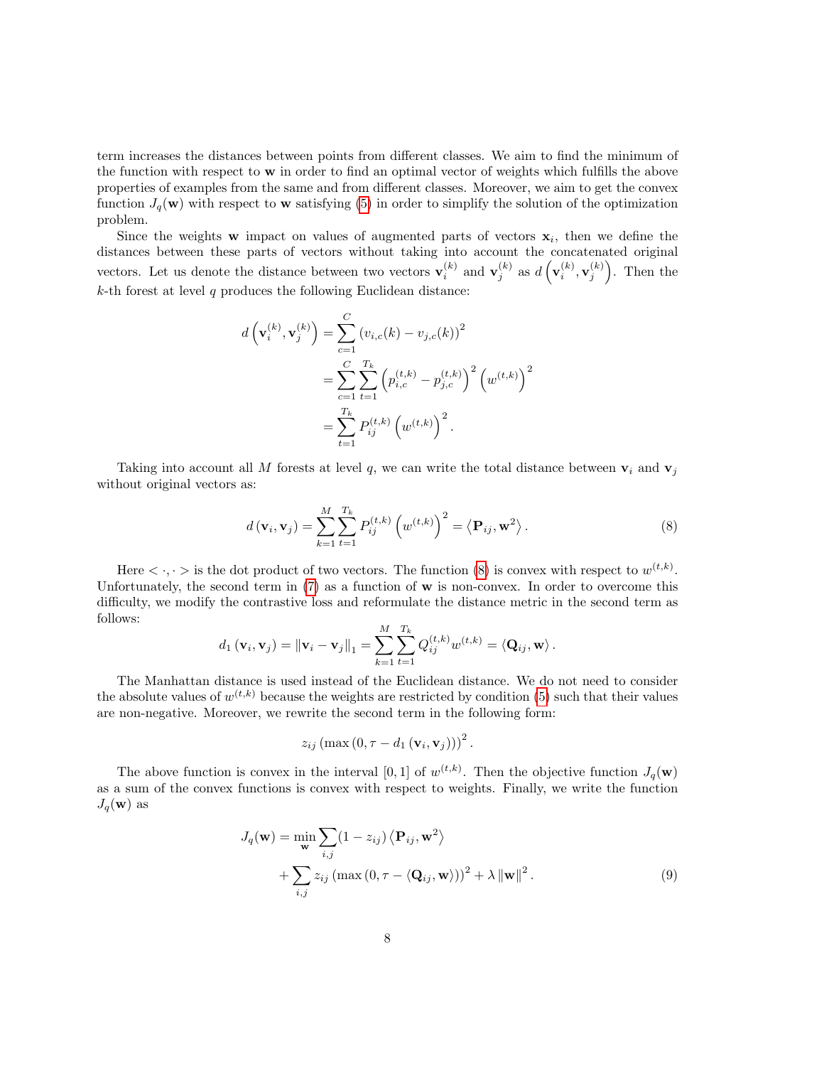term increases the distances between points from different classes. We aim to find the minimum of the function with respect to $\mathbf{w}$ in order to find an optimal vector of weights which fulfills the above properties of examples from the same and from different classes. Moreover, we aim to get the convex function $J_q(\mathbf{w})$ with respect to $\mathbf{w}$ satisfying (5) in order to simplify the solution of the optimization problem.

Since the weights $\mathbf{w}$ impact on values of augmented parts of vectors $\mathbf{x}_i$, then we define the distances between these parts of vectors without taking into account the concatenated original vectors. Let us denote the distance between two vectors $\mathbf{v}_i^{(k)}$ and $\mathbf{v}_j^{(k)}$ as $d\left(\mathbf{v}_i^{(k)}, \mathbf{v}_j^{(k)}\right)$. Then the $k$-th forest at level $q$ produces the following Euclidean distance:

$$
\begin{aligned}
d\left(\mathbf{v}_i^{(k)}, \mathbf{v}_j^{(k)}\right) &= \sum_{c=1}^{C} \left(v_{i,c}(k) - v_{j,c}(k)\right)^2 \\
&= \sum_{c=1}^{C} \sum_{t=1}^{T_k} \left(p_{i,c}^{(t,k)} - p_{j,c}^{(t,k)}\right)^2 \left(w^{(t,k)}\right)^2 \\
&= \sum_{t=1}^{T_k} P_{ij}^{(t,k)} \left(w^{(t,k)}\right)^2 .
\end{aligned}
$$

Taking into account all $M$ forests at level $q$, we can write the total distance between $\mathbf{v}_i$ and $\mathbf{v}_j$ without original vectors as:

$$
d\left(\mathbf{v}_i, \mathbf{v}_j\right) = \sum_{k=1}^{M} \sum_{t=1}^{T_k} P_{ij}^{(t,k)} \left(w^{(t,k)}\right)^2 = \left\langle \mathbf{P}_{ij}, \mathbf{w}^2 \right\rangle . \tag{8}
$$

Here $< \cdot, \cdot >$ is the dot product of two vectors. The function (8) is convex with respect to $w^{(t,k)}$. Unfortunately, the second term in (7) as a function of $\mathbf{w}$ is non-convex. In order to overcome this difficulty, we modify the contrastive loss and reformulate the distance metric in the second term as follows:

$$
d_1\left(\mathbf{v}_i, \mathbf{v}_j\right) = \left\|\mathbf{v}_i - \mathbf{v}_j\right\|_1 = \sum_{k=1}^{M} \sum_{t=1}^{T_k} Q_{ij}^{(t,k)} w^{(t,k)} = \left\langle \mathbf{Q}_{ij}, \mathbf{w} \right\rangle .
$$

The Manhattan distance is used instead of the Euclidean distance. We do not need to consider the absolute values of $w^{(t,k)}$ because the weights are restricted by condition (5) such that their values are non-negative. Moreover, we rewrite the second term in the following form:

$$
z_{ij} \left(\max\left(0, \tau - d_1\left(\mathbf{v}_i, \mathbf{v}_j\right)\right)\right)^2 .
$$

The above function is convex in the interval $[0, 1]$ of $w^{(t,k)}$. Then the objective function $J_q(\mathbf{w})$ as a sum of the convex functions is convex with respect to weights. Finally, we write the function $J_q(\mathbf{w})$ as

$$
\begin{aligned}
J_q(\mathbf{w}) = \min_{\mathbf{w}} & \sum_{i,j} (1 - z_{ij}) \left\langle \mathbf{P}_{ij}, \mathbf{w}^2 \right\rangle \\
&+ \sum_{i,j} z_{ij} \left(\max\left(0, \tau - \left\langle \mathbf{Q}_{ij}, \mathbf{w} \right\rangle\right)\right)^2 + \lambda \left\|\mathbf{w}\right\|^2 .
\end{aligned} \tag{9}
$$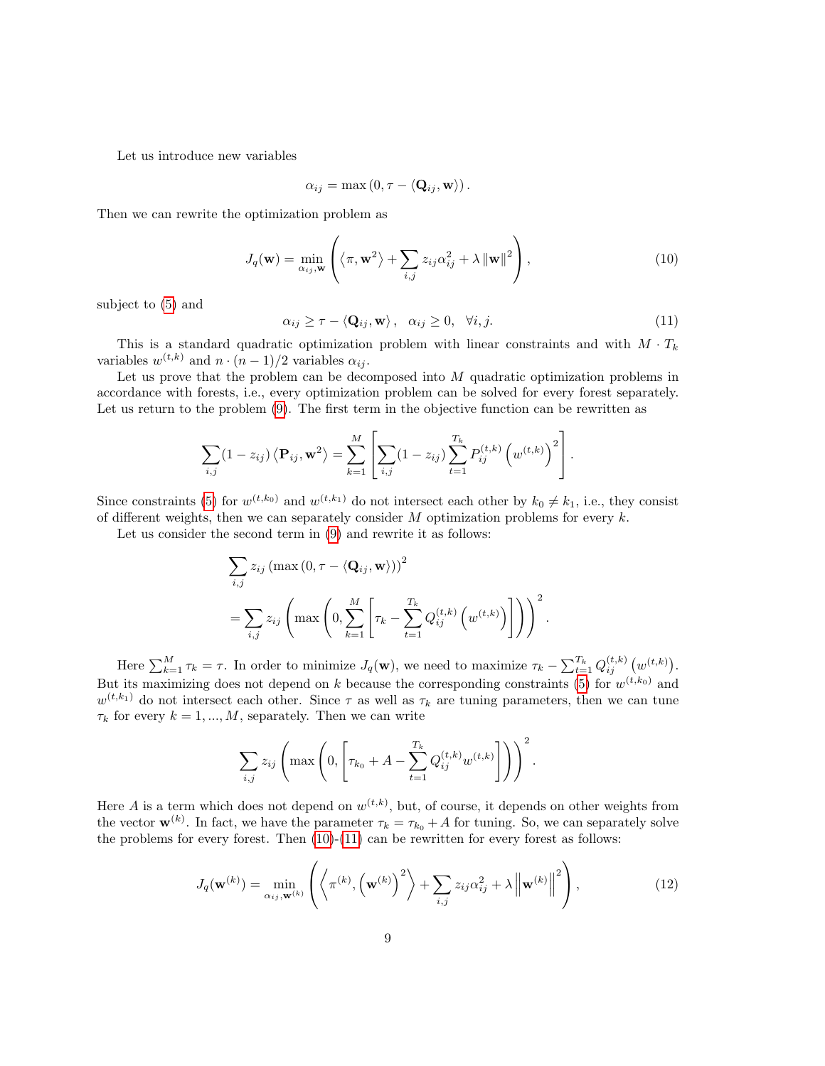Let us introduce new variables

$$\alpha_{ij} = \max\left(0, \tau - \langle \mathbf{Q}_{ij}, \mathbf{w} \rangle\right).$$

Then we can rewrite the optimization problem as

$$J_q(\mathbf{w}) = \min_{\alpha_{ij}, \mathbf{w}} \left( \left\langle \pi, \mathbf{w}^2 \right\rangle + \sum_{i,j} z_{ij} \alpha_{ij}^2 + \lambda \left\| \mathbf{w} \right\|^2 \right), \tag{10}$$

subject to (5) and

$$\alpha_{ij} \geq \tau - \langle \mathbf{Q}_{ij}, \mathbf{w} \rangle, \quad \alpha_{ij} \geq 0, \quad \forall i, j. \tag{11}$$

This is a standard quadratic optimization problem with linear constraints and with $M \cdot T_k$ variables $w^{(t,k)}$ and $n \cdot (n-1)/2$ variables $\alpha_{ij}$.

Let us prove that the problem can be decomposed into $M$ quadratic optimization problems in accordance with forests, i.e., every optimization problem can be solved for every forest separately. Let us return to the problem (9). The first term in the objective function can be rewritten as

$$\sum_{i,j} (1 - z_{ij}) \left\langle \mathbf{P}_{ij}, \mathbf{w}^2 \right\rangle = \sum_{k=1}^{M} \left[ \sum_{i,j} (1 - z_{ij}) \sum_{t=1}^{T_k} P_{ij}^{(t,k)} \left( w^{(t,k)} \right)^2 \right].$$

Since constraints (5) for $w^{(t,k_0)}$ and $w^{(t,k_1)}$ do not intersect each other by $k_0 \neq k_1$, i.e., they consist of different weights, then we can separately consider $M$ optimization problems for every $k$.

Let us consider the second term in (9) and rewrite it as follows:

$$\begin{aligned}
&\sum_{i,j} z_{ij} \left( \max\left(0, \tau - \langle \mathbf{Q}_{ij}, \mathbf{w} \rangle\right) \right)^2 \\
&= \sum_{i,j} z_{ij} \left( \max\left( 0, \sum_{k=1}^{M} \left[ \tau_k - \sum_{t=1}^{T_k} Q_{ij}^{(t,k)} \left( w^{(t,k)} \right) \right] \right) \right)^2.
\end{aligned}$$

Here $\sum_{k=1}^{M} \tau_k = \tau$. In order to minimize $J_q(\mathbf{w})$, we need to maximize $\tau_k - \sum_{t=1}^{T_k} Q_{ij}^{(t,k)} \left( w^{(t,k)} \right)$. But its maximizing does not depend on $k$ because the corresponding constraints (5) for $w^{(t,k_0)}$ and $w^{(t,k_1)}$ do not intersect each other. Since $\tau$ as well as $\tau_k$ are tuning parameters, then we can tune $\tau_k$ for every $k = 1, ..., M$, separately. Then we can write

$$\sum_{i,j} z_{ij} \left( \max\left( 0, \left[ \tau_{k_0} + A - \sum_{t=1}^{T_k} Q_{ij}^{(t,k)} w^{(t,k)} \right] \right) \right)^2.$$

Here $A$ is a term which does not depend on $w^{(t,k)}$, but, of course, it depends on other weights from the vector $\mathbf{w}^{(k)}$. In fact, we have the parameter $\tau_k = \tau_{k_0} + A$ for tuning. So, we can separately solve the problems for every forest. Then (10)-(11) can be rewritten for every forest as follows:

$$J_q(\mathbf{w}^{(k)}) = \min_{\alpha_{ij}, \mathbf{w}^{(k)}} \left( \left\langle \pi^{(k)}, \left( \mathbf{w}^{(k)} \right)^2 \right\rangle + \sum_{i,j} z_{ij} \alpha_{ij}^2 + \lambda \left\| \mathbf{w}^{(k)} \right\|^2 \right), \tag{12}$$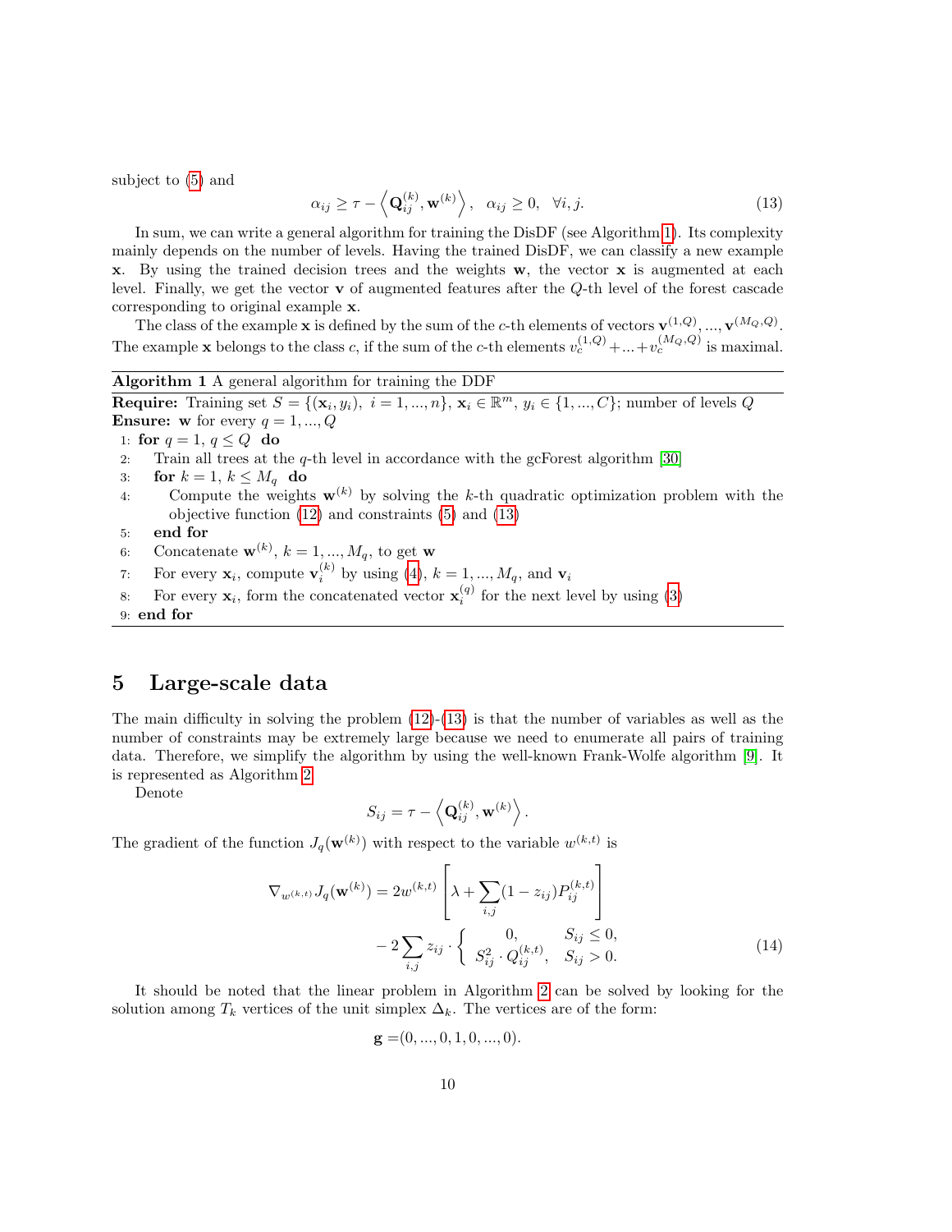subject to (5) and

$$\alpha_{ij} \geq \tau - \left\langle \mathbf{Q}_{ij}^{(k)}, \mathbf{w}^{(k)} \right\rangle, \quad \alpha_{ij} \geq 0, \quad \forall i, j. \tag{13}$$

In sum, we can write a general algorithm for training the DisDF (see Algorithm 1). Its complexity mainly depends on the number of levels. Having the trained DisDF, we can classify a new example $\mathbf{x}$. By using the trained decision trees and the weights $\mathbf{w}$, the vector $\mathbf{x}$ is augmented at each level. Finally, we get the vector $\mathbf{v}$ of augmented features after the $Q$-th level of the forest cascade corresponding to original example $\mathbf{x}$.

The class of the example $\mathbf{x}$ is defined by the sum of the $c$-th elements of vectors $\mathbf{v}^{(1,Q)},...,\mathbf{v}^{(M_Q,Q)}$. The example $\mathbf{x}$ belongs to the class $c$, if the sum of the $c$-th elements $v_c^{(1,Q)} + ... + v_c^{(M_Q,Q)}$ is maximal.

---

**Algorithm 1** A general algorithm for training the DDF

**Require:** Training set $S = \{(\mathbf{x}_i, y_i),\ i = 1,...,n\}$, $\mathbf{x}_i \in \mathbb{R}^m$, $y_i \in \{1,...,C\}$; number of levels $Q$

**Ensure:** $\mathbf{w}$ for every $q = 1,...,Q$

1: **for** $q = 1$, $q \leq Q$ **do**
2: Train all trees at the $q$-th level in accordance with the gcForest algorithm [30]
3: **for** $k = 1$, $k \leq M_q$ **do**
4: Compute the weights $\mathbf{w}^{(k)}$ by solving the $k$-th quadratic optimization problem with the objective function (12) and constraints (5) and (13)
5: **end for**
6: Concatenate $\mathbf{w}^{(k)}$, $k = 1,...,M_q$, to get $\mathbf{w}$
7: For every $\mathbf{x}_i$, compute $\mathbf{v}_i^{(k)}$ by using (4), $k = 1,...,M_q$, and $\mathbf{v}_i$
8: For every $\mathbf{x}_i$, form the concatenated vector $\mathbf{x}_i^{(q)}$ for the next level by using (3)
9: **end for**

---

## 5 Large-scale data

The main difficulty in solving the problem (12)-(13) is that the number of variables as well as the number of constraints may be extremely large because we need to enumerate all pairs of training data. Therefore, we simplify the algorithm by using the well-known Frank-Wolfe algorithm [9]. It is represented as Algorithm 2.

Denote

$$S_{ij} = \tau - \left\langle \mathbf{Q}_{ij}^{(k)}, \mathbf{w}^{(k)} \right\rangle.$$

The gradient of the function $J_q(\mathbf{w}^{(k)})$ with respect to the variable $w^{(k,t)}$ is

$$\nabla_{w^{(k,t)}} J_q(\mathbf{w}^{(k)}) = 2w^{(k,t)} \left[ \lambda + \sum_{i,j} (1 - z_{ij}) P_{ij}^{(k,t)} \right] - 2\sum_{i,j} z_{ij} \cdot \begin{cases} 0, & S_{ij} \leq 0, \\ S_{ij}^2 \cdot Q_{ij}^{(k,t)}, & S_{ij} > 0. \end{cases} \tag{14}$$

It should be noted that the linear problem in Algorithm 2 can be solved by looking for the solution among $T_k$ vertices of the unit simplex $\Delta_k$. The vertices are of the form:

$$\mathbf{g} = (0,...,0,1,0,...,0).$$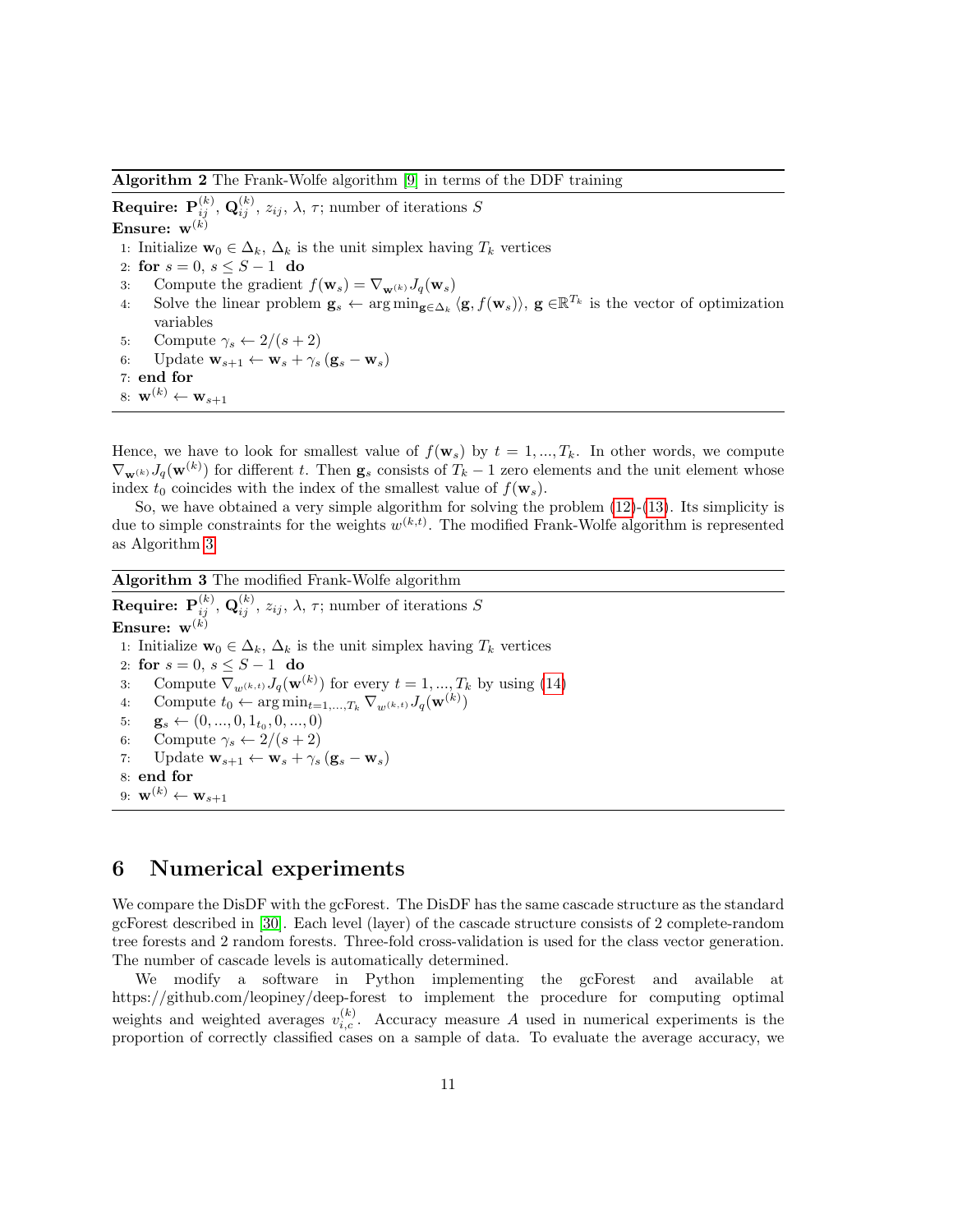**Algorithm 2** The Frank-Wolfe algorithm [9] in terms of the DDF training

**Require:** $\mathbf{P}_{ij}^{(k)}$, $\mathbf{Q}_{ij}^{(k)}$, $z_{ij}$, $\lambda$, $\tau$; number of iterations $S$

**Ensure:** $\mathbf{w}^{(k)}$

1: Initialize $\mathbf{w}_0 \in \Delta_k$, $\Delta_k$ is the unit simplex having $T_k$ vertices
2: **for** $s = 0$, $s \leq S - 1$ **do**
3: Compute the gradient $f(\mathbf{w}_s) = \nabla_{\mathbf{w}^{(k)}} J_q(\mathbf{w}_s)$
4: Solve the linear problem $\mathbf{g}_s \leftarrow \arg\min_{\mathbf{g}\in\Delta_k} \langle \mathbf{g}, f(\mathbf{w}_s)\rangle$, $\mathbf{g} \in\mathbb{R}^{T_k}$ is the vector of optimization variables
5: Compute $\gamma_s \leftarrow 2/(s + 2)$
6: Update $\mathbf{w}_{s+1} \leftarrow \mathbf{w}_s + \gamma_s (\mathbf{g}_s - \mathbf{w}_s)$
7: **end for**
8: $\mathbf{w}^{(k)} \leftarrow \mathbf{w}_{s+1}$

Hence, we have to look for smallest value of $f(\mathbf{w}_s)$ by $t = 1, ..., T_k$. In other words, we compute $\nabla_{\mathbf{w}^{(k)}} J_q(\mathbf{w}^{(k)})$ for different $t$. Then $\mathbf{g}_s$ consists of $T_k - 1$ zero elements and the unit element whose index $t_0$ coincides with the index of the smallest value of $f(\mathbf{w}_s)$.

So, we have obtained a very simple algorithm for solving the problem (12)-(13). Its simplicity is due to simple constraints for the weights $w^{(k,t)}$. The modified Frank-Wolfe algorithm is represented as Algorithm 3.

**Algorithm 3** The modified Frank-Wolfe algorithm

**Require:** $\mathbf{P}_{ij}^{(k)}$, $\mathbf{Q}_{ij}^{(k)}$, $z_{ij}$, $\lambda$, $\tau$; number of iterations $S$

**Ensure:** $\mathbf{w}^{(k)}$

1: Initialize $\mathbf{w}_0 \in \Delta_k$, $\Delta_k$ is the unit simplex having $T_k$ vertices
2: **for** $s = 0$, $s \leq S - 1$ **do**
3: Compute $\nabla_{w^{(k,t)}} J_q(\mathbf{w}^{(k)})$ for every $t = 1, ..., T_k$ by using (14)
4: Compute $t_0 \leftarrow \arg\min_{t=1,...,T_k} \nabla_{w^{(k,t)}} J_q(\mathbf{w}^{(k)})$
5: $\mathbf{g}_s \leftarrow (0, ..., 0, 1_{t_0}, 0, ..., 0)$
6: Compute $\gamma_s \leftarrow 2/(s + 2)$
7: Update $\mathbf{w}_{s+1} \leftarrow \mathbf{w}_s + \gamma_s (\mathbf{g}_s - \mathbf{w}_s)$
8: **end for**
9: $\mathbf{w}^{(k)} \leftarrow \mathbf{w}_{s+1}$

## 6 Numerical experiments

We compare the DisDF with the gcForest. The DisDF has the same cascade structure as the standard gcForest described in [30]. Each level (layer) of the cascade structure consists of 2 complete-random tree forests and 2 random forests. Three-fold cross-validation is used for the class vector generation. The number of cascade levels is automatically determined.

We modify a software in Python implementing the gcForest and available at https://github.com/leopiney/deep-forest to implement the procedure for computing optimal weights and weighted averages $v_{i,c}^{(k)}$. Accuracy measure $A$ used in numerical experiments is the proportion of correctly classified cases on a sample of data. To evaluate the average accuracy, we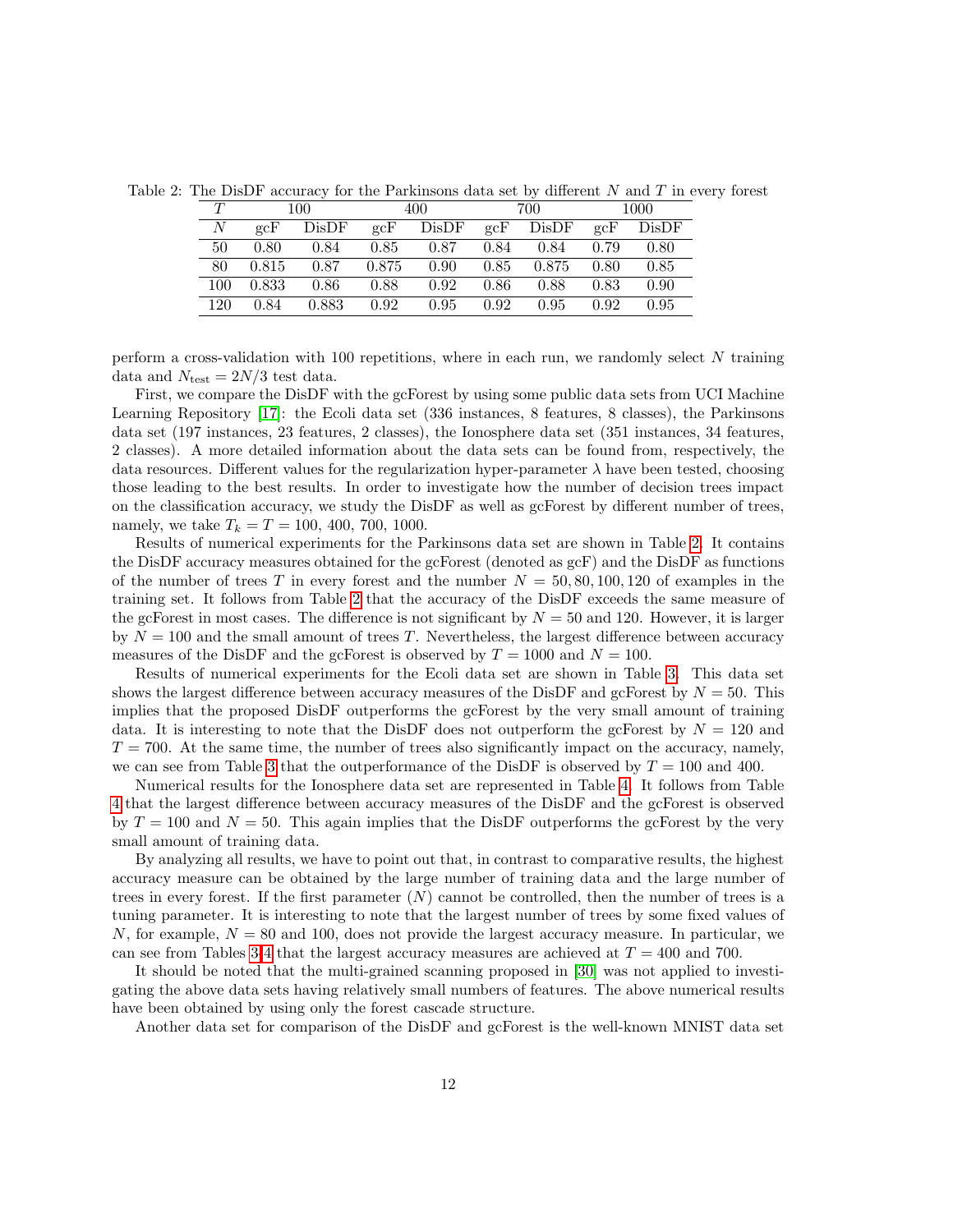Table 2: The DisDF accuracy for the Parkinsons data set by different $N$ and $T$ in every forest

| $T$ | 100 | | 400 | | 700 | | 1000 | |
|---|---|---|---|---|---|---|---|---|
| $N$ | gcF | DisDF | gcF | DisDF | gcF | DisDF | gcF | DisDF |
| 50 | 0.80 | 0.84 | 0.85 | 0.87 | 0.84 | 0.84 | 0.79 | 0.80 |
| 80 | 0.815 | 0.87 | 0.875 | 0.90 | 0.85 | 0.875 | 0.80 | 0.85 |
| 100 | 0.833 | 0.86 | 0.88 | 0.92 | 0.86 | 0.88 | 0.83 | 0.90 |
| 120 | 0.84 | 0.883 | 0.92 | 0.95 | 0.92 | 0.95 | 0.92 | 0.95 |

perform a cross-validation with 100 repetitions, where in each run, we randomly select $N$ training data and $N_{\text{test}} = 2N/3$ test data.

First, we compare the DisDF with the gcForest by using some public data sets from UCI Machine Learning Repository [17]: the Ecoli data set (336 instances, 8 features, 8 classes), the Parkinsons data set (197 instances, 23 features, 2 classes), the Ionosphere data set (351 instances, 34 features, 2 classes). A more detailed information about the data sets can be found from, respectively, the data resources. Different values for the regularization hyper-parameter $\lambda$ have been tested, choosing those leading to the best results. In order to investigate how the number of decision trees impact on the classification accuracy, we study the DisDF as well as gcForest by different number of trees, namely, we take $T_k = T = 100$, 400, 700, 1000.

Results of numerical experiments for the Parkinsons data set are shown in Table 2. It contains the DisDF accuracy measures obtained for the gcForest (denoted as gcF) and the DisDF as functions of the number of trees $T$ in every forest and the number $N = 50, 80, 100, 120$ of examples in the training set. It follows from Table 2 that the accuracy of the DisDF exceeds the same measure of the gcForest in most cases. The difference is not significant by $N = 50$ and 120. However, it is larger by $N = 100$ and the small amount of trees $T$. Nevertheless, the largest difference between accuracy measures of the DisDF and the gcForest is observed by $T = 1000$ and $N = 100$.

Results of numerical experiments for the Ecoli data set are shown in Table 3. This data set shows the largest difference between accuracy measures of the DisDF and gcForest by $N = 50$. This implies that the proposed DisDF outperforms the gcForest by the very small amount of training data. It is interesting to note that the DisDF does not outperform the gcForest by $N = 120$ and $T = 700$. At the same time, the number of trees also significantly impact on the accuracy, namely, we can see from Table 3 that the outperformance of the DisDF is observed by $T = 100$ and 400.

Numerical results for the Ionosphere data set are represented in Table 4. It follows from Table 4 that the largest difference between accuracy measures of the DisDF and the gcForest is observed by $T = 100$ and $N = 50$. This again implies that the DisDF outperforms the gcForest by the very small amount of training data.

By analyzing all results, we have to point out that, in contrast to comparative results, the highest accuracy measure can be obtained by the large number of training data and the large number of trees in every forest. If the first parameter ($N$) cannot be controlled, then the number of trees is a tuning parameter. It is interesting to note that the largest number of trees by some fixed values of $N$, for example, $N = 80$ and 100, does not provide the largest accuracy measure. In particular, we can see from Tables 3,4 that the largest accuracy measures are achieved at $T = 400$ and 700.

It should be noted that the multi-grained scanning proposed in [30] was not applied to investigating the above data sets having relatively small numbers of features. The above numerical results have been obtained by using only the forest cascade structure.

Another data set for comparison of the DisDF and gcForest is the well-known MNIST data set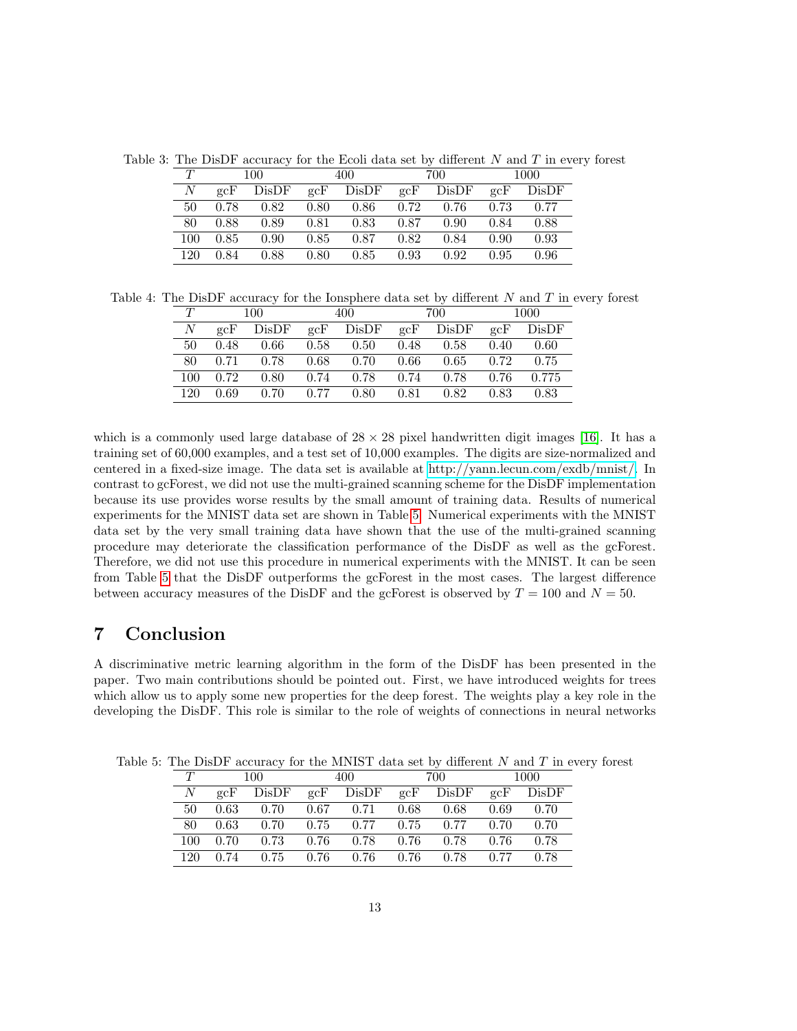Table 3: The DisDF accuracy for the Ecoli data set by different $N$ and $T$ in every forest

| $T$ | 100 | | 400 | | 700 | | 1000 | |
|---|---|---|---|---|---|---|---|---|
| $N$ | gcF | DisDF | gcF | DisDF | gcF | DisDF | gcF | DisDF |
| 50 | 0.78 | 0.82 | 0.80 | 0.86 | 0.72 | 0.76 | 0.73 | 0.77 |
| 80 | 0.88 | 0.89 | 0.81 | 0.83 | 0.87 | 0.90 | 0.84 | 0.88 |
| 100 | 0.85 | 0.90 | 0.85 | 0.87 | 0.82 | 0.84 | 0.90 | 0.93 |
| 120 | 0.84 | 0.88 | 0.80 | 0.85 | 0.93 | 0.92 | 0.95 | 0.96 |

Table 4: The DisDF accuracy for the Ionsphere data set by different $N$ and $T$ in every forest

| $T$ | 100 | | 400 | | 700 | | 1000 | |
|---|---|---|---|---|---|---|---|---|
| $N$ | gcF | DisDF | gcF | DisDF | gcF | DisDF | gcF | DisDF |
| 50 | 0.48 | 0.66 | 0.58 | 0.50 | 0.48 | 0.58 | 0.40 | 0.60 |
| 80 | 0.71 | 0.78 | 0.68 | 0.70 | 0.66 | 0.65 | 0.72 | 0.75 |
| 100 | 0.72 | 0.80 | 0.74 | 0.78 | 0.74 | 0.78 | 0.76 | 0.775 |
| 120 | 0.69 | 0.70 | 0.77 | 0.80 | 0.81 | 0.82 | 0.83 | 0.83 |

which is a commonly used large database of $28 \times 28$ pixel handwritten digit images [16]. It has a training set of 60,000 examples, and a test set of 10,000 examples. The digits are size-normalized and centered in a fixed-size image. The data set is available at http://yann.lecun.com/exdb/mnist/. In contrast to gcForest, we did not use the multi-grained scanning scheme for the DisDF implementation because its use provides worse results by the small amount of training data. Results of numerical experiments for the MNIST data set are shown in Table 5. Numerical experiments with the MNIST data set by the very small training data have shown that the use of the multi-grained scanning procedure may deteriorate the classification performance of the DisDF as well as the gcForest. Therefore, we did not use this procedure in numerical experiments with the MNIST. It can be seen from Table 5 that the DisDF outperforms the gcForest in the most cases. The largest difference between accuracy measures of the DisDF and the gcForest is observed by $T = 100$ and $N = 50$.

# 7 Conclusion

A discriminative metric learning algorithm in the form of the DisDF has been presented in the paper. Two main contributions should be pointed out. First, we have introduced weights for trees which allow us to apply some new properties for the deep forest. The weights play a key role in the developing the DisDF. This role is similar to the role of weights of connections in neural networks

Table 5: The DisDF accuracy for the MNIST data set by different $N$ and $T$ in every forest

| $T$ | 100 | | 400 | | 700 | | 1000 | |
|---|---|---|---|---|---|---|---|---|
| $N$ | gcF | DisDF | gcF | DisDF | gcF | DisDF | gcF | DisDF |
| 50 | 0.63 | 0.70 | 0.67 | 0.71 | 0.68 | 0.68 | 0.69 | 0.70 |
| 80 | 0.63 | 0.70 | 0.75 | 0.77 | 0.75 | 0.77 | 0.70 | 0.70 |
| 100 | 0.70 | 0.73 | 0.76 | 0.78 | 0.76 | 0.78 | 0.76 | 0.78 |
| 120 | 0.74 | 0.75 | 0.76 | 0.76 | 0.76 | 0.78 | 0.77 | 0.78 |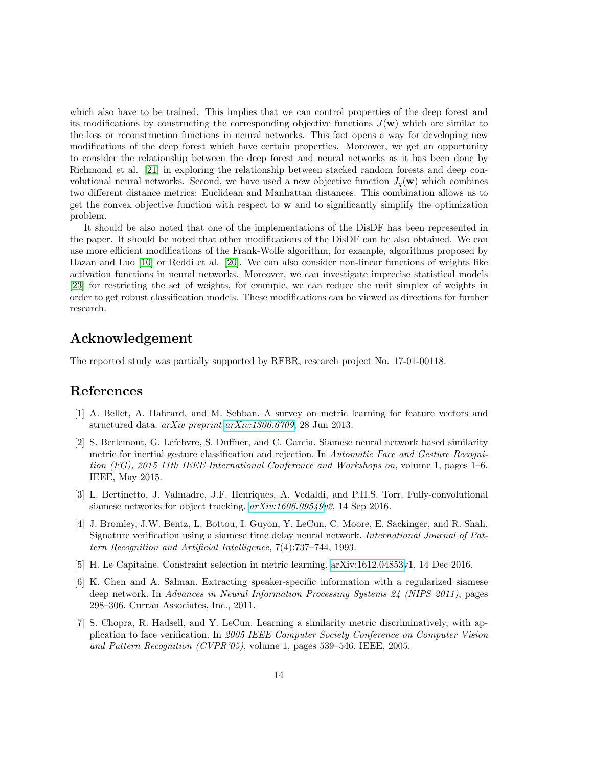which also have to be trained. This implies that we can control properties of the deep forest and its modifications by constructing the corresponding objective functions $J(\mathbf{w})$ which are similar to the loss or reconstruction functions in neural networks. This fact opens a way for developing new modifications of the deep forest which have certain properties. Moreover, we get an opportunity to consider the relationship between the deep forest and neural networks as it has been done by Richmond et al. [21] in exploring the relationship between stacked random forests and deep convolutional neural networks. Second, we have used a new objective function $J_q(\mathbf{w})$ which combines two different distance metrics: Euclidean and Manhattan distances. This combination allows us to get the convex objective function with respect to $\mathbf{w}$ and to significantly simplify the optimization problem.

It should be also noted that one of the implementations of the DisDF has been represented in the paper. It should be noted that other modifications of the DisDF can be also obtained. We can use more efficient modifications of the Frank-Wolfe algorithm, for example, algorithms proposed by Hazan and Luo [10] or Reddi et al. [20]. We can also consider non-linear functions of weights like activation functions in neural networks. Moreover, we can investigate imprecise statistical models [23] for restricting the set of weights, for example, we can reduce the unit simplex of weights in order to get robust classification models. These modifications can be viewed as directions for further research.

## Acknowledgement

The reported study was partially supported by RFBR, research project No. 17-01-00118.

## References

[1] A. Bellet, A. Habrard, and M. Sebban. A survey on metric learning for feature vectors and structured data. *arXiv preprint arXiv:1306.6709*, 28 Jun 2013.

[2] S. Berlemont, G. Lefebvre, S. Duffner, and C. Garcia. Siamese neural network based similarity metric for inertial gesture classification and rejection. In *Automatic Face and Gesture Recognition (FG), 2015 11th IEEE International Conference and Workshops on*, volume 1, pages 1–6. IEEE, May 2015.

[3] L. Bertinetto, J. Valmadre, J.F. Henriques, A. Vedaldi, and P.H.S. Torr. Fully-convolutional siamese networks for object tracking. *arXiv:1606.09549v2*, 14 Sep 2016.

[4] J. Bromley, J.W. Bentz, L. Bottou, I. Guyon, Y. LeCun, C. Moore, E. Sackinger, and R. Shah. Signature verification using a siamese time delay neural network. *International Journal of Pattern Recognition and Artificial Intelligence*, 7(4):737–744, 1993.

[5] H. Le Capitaine. Constraint selection in metric learning. arXiv:1612.04853v1, 14 Dec 2016.

[6] K. Chen and A. Salman. Extracting speaker-specific information with a regularized siamese deep network. In *Advances in Neural Information Processing Systems 24 (NIPS 2011)*, pages 298–306. Curran Associates, Inc., 2011.

[7] S. Chopra, R. Hadsell, and Y. LeCun. Learning a similarity metric discriminatively, with application to face verification. In *2005 IEEE Computer Society Conference on Computer Vision and Pattern Recognition (CVPR'05)*, volume 1, pages 539–546. IEEE, 2005.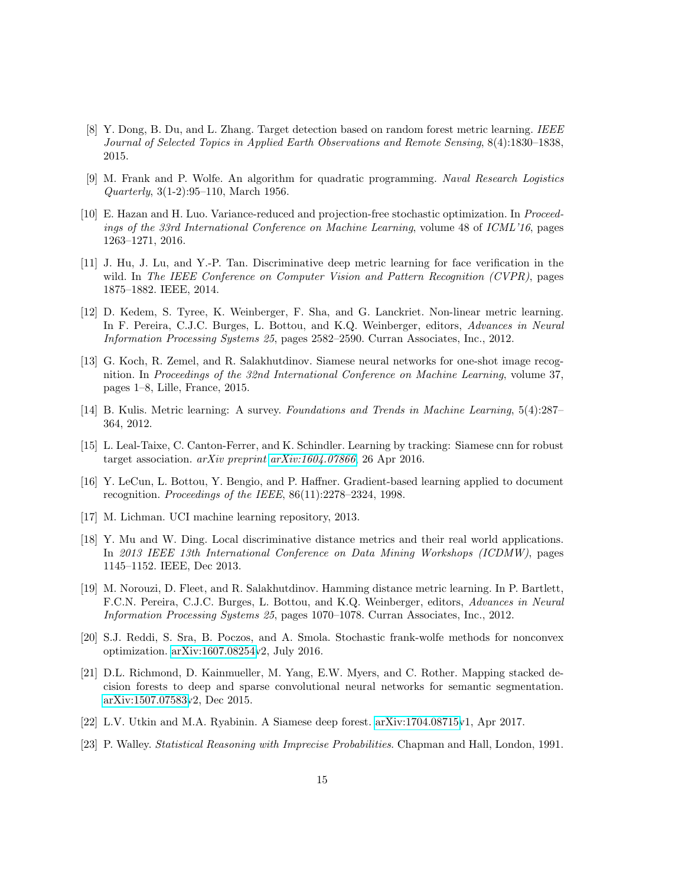[8] Y. Dong, B. Du, and L. Zhang. Target detection based on random forest metric learning. *IEEE Journal of Selected Topics in Applied Earth Observations and Remote Sensing*, 8(4):1830–1838, 2015.

[9] M. Frank and P. Wolfe. An algorithm for quadratic programming. *Naval Research Logistics Quarterly*, 3(1-2):95–110, March 1956.

[10] E. Hazan and H. Luo. Variance-reduced and projection-free stochastic optimization. In *Proceedings of the 33rd International Conference on Machine Learning*, volume 48 of *ICML'16*, pages 1263–1271, 2016.

[11] J. Hu, J. Lu, and Y.-P. Tan. Discriminative deep metric learning for face verification in the wild. In *The IEEE Conference on Computer Vision and Pattern Recognition (CVPR)*, pages 1875–1882. IEEE, 2014.

[12] D. Kedem, S. Tyree, K. Weinberger, F. Sha, and G. Lanckriet. Non-linear metric learning. In F. Pereira, C.J.C. Burges, L. Bottou, and K.Q. Weinberger, editors, *Advances in Neural Information Processing Systems 25*, pages 2582–2590. Curran Associates, Inc., 2012.

[13] G. Koch, R. Zemel, and R. Salakhutdinov. Siamese neural networks for one-shot image recognition. In *Proceedings of the 32nd International Conference on Machine Learning*, volume 37, pages 1–8, Lille, France, 2015.

[14] B. Kulis. Metric learning: A survey. *Foundations and Trends in Machine Learning*, 5(4):287–364, 2012.

[15] L. Leal-Taixe, C. Canton-Ferrer, and K. Schindler. Learning by tracking: Siamese cnn for robust target association. *arXiv preprint arXiv:1604.07866*, 26 Apr 2016.

[16] Y. LeCun, L. Bottou, Y. Bengio, and P. Haffner. Gradient-based learning applied to document recognition. *Proceedings of the IEEE*, 86(11):2278–2324, 1998.

[17] M. Lichman. UCI machine learning repository, 2013.

[18] Y. Mu and W. Ding. Local discriminative distance metrics and their real world applications. In *2013 IEEE 13th International Conference on Data Mining Workshops (ICDMW)*, pages 1145–1152. IEEE, Dec 2013.

[19] M. Norouzi, D. Fleet, and R. Salakhutdinov. Hamming distance metric learning. In P. Bartlett, F.C.N. Pereira, C.J.C. Burges, L. Bottou, and K.Q. Weinberger, editors, *Advances in Neural Information Processing Systems 25*, pages 1070–1078. Curran Associates, Inc., 2012.

[20] S.J. Reddi, S. Sra, B. Poczos, and A. Smola. Stochastic frank-wolfe methods for nonconvex optimization. arXiv:1607.08254v2, July 2016.

[21] D.L. Richmond, D. Kainmueller, M. Yang, E.W. Myers, and C. Rother. Mapping stacked decision forests to deep and sparse convolutional neural networks for semantic segmentation. arXiv:1507.07583v2, Dec 2015.

[22] L.V. Utkin and M.A. Ryabinin. A Siamese deep forest. arXiv:1704.08715v1, Apr 2017.

[23] P. Walley. *Statistical Reasoning with Imprecise Probabilities*. Chapman and Hall, London, 1991.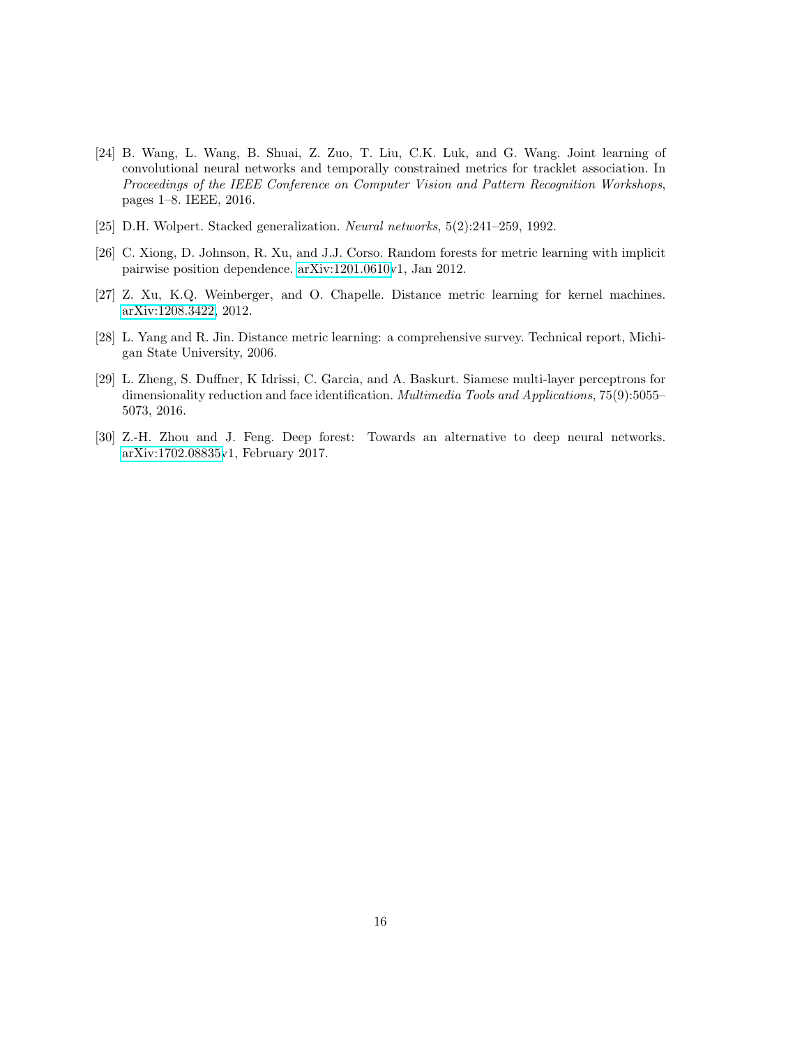[24] B. Wang, L. Wang, B. Shuai, Z. Zuo, T. Liu, C.K. Luk, and G. Wang. Joint learning of convolutional neural networks and temporally constrained metrics for tracklet association. In *Proceedings of the IEEE Conference on Computer Vision and Pattern Recognition Workshops*, pages 1–8. IEEE, 2016.

[25] D.H. Wolpert. Stacked generalization. *Neural networks*, 5(2):241–259, 1992.

[26] C. Xiong, D. Johnson, R. Xu, and J.J. Corso. Random forests for metric learning with implicit pairwise position dependence. arXiv:1201.0610v1, Jan 2012.

[27] Z. Xu, K.Q. Weinberger, and O. Chapelle. Distance metric learning for kernel machines. arXiv:1208.3422, 2012.

[28] L. Yang and R. Jin. Distance metric learning: a comprehensive survey. Technical report, Michigan State University, 2006.

[29] L. Zheng, S. Duffner, K Idrissi, C. Garcia, and A. Baskurt. Siamese multi-layer perceptrons for dimensionality reduction and face identification. *Multimedia Tools and Applications*, 75(9):5055–5073, 2016.

[30] Z.-H. Zhou and J. Feng. Deep forest: Towards an alternative to deep neural networks. arXiv:1702.08835v1, February 2017.